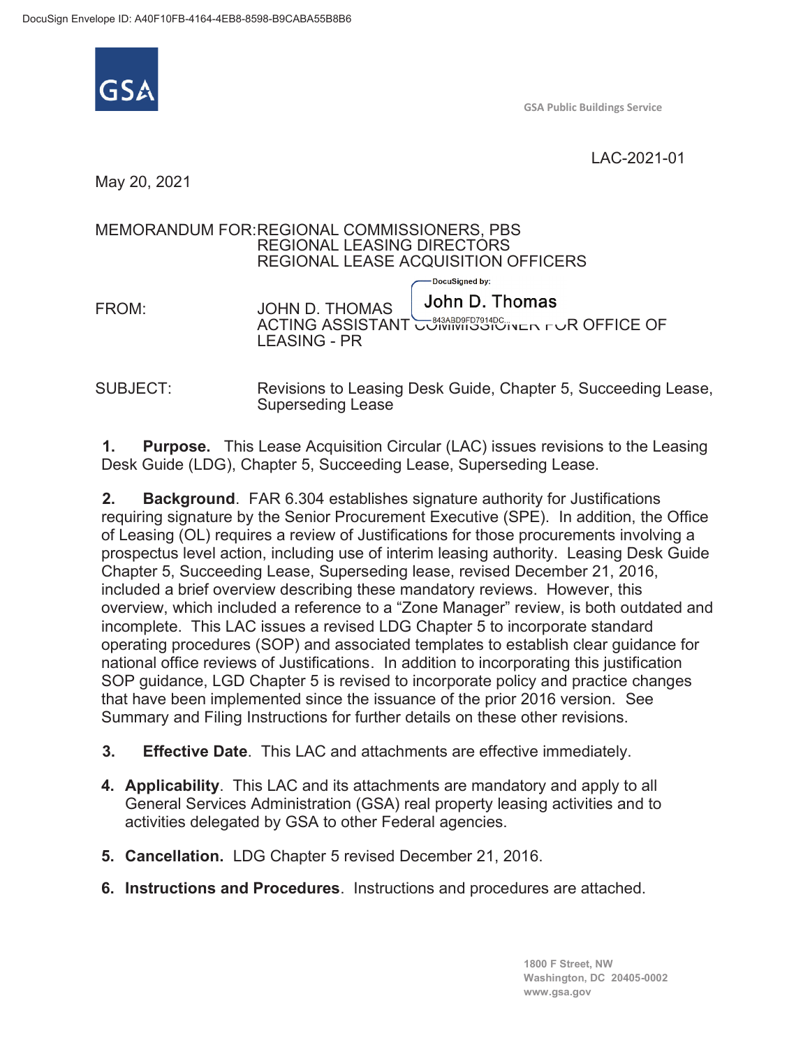DocuSign Envelope ID: A40F10FB-4164-4EB8-8598-B9CABA55B8B6

GSA

GSA Public Buildings Service

LAC-2021-01

May 20, 2021

MEMORANDUM FOR: REGIONAL COMMISSIONERS, PBS
REGIONAL LEASING DIRECTORS
REGIONAL LEASE ACQUISITION OFFICERS

FROM: JOHN D. THOMAS
ACTING ASSISTANT COMMISSIONER FOR OFFICE OF LEASING - PR

DocuSigned by: John D. Thomas
843ABD9FD7914DC...

SUBJECT: Revisions to Leasing Desk Guide, Chapter 5, Succeeding Lease, Superseding Lease

1. **Purpose.** This Lease Acquisition Circular (LAC) issues revisions to the Leasing Desk Guide (LDG), Chapter 5, Succeeding Lease, Superseding Lease.

2. **Background**. FAR 6.304 establishes signature authority for Justifications requiring signature by the Senior Procurement Executive (SPE). In addition, the Office of Leasing (OL) requires a review of Justifications for those procurements involving a prospectus level action, including use of interim leasing authority. Leasing Desk Guide Chapter 5, Succeeding Lease, Superseding lease, revised December 21, 2016, included a brief overview describing these mandatory reviews. However, this overview, which included a reference to a "Zone Manager" review, is both outdated and incomplete. This LAC issues a revised LDG Chapter 5 to incorporate standard operating procedures (SOP) and associated templates to establish clear guidance for national office reviews of Justifications. In addition to incorporating this justification SOP guidance, LGD Chapter 5 is revised to incorporate policy and practice changes that have been implemented since the issuance of the prior 2016 version. See Summary and Filing Instructions for further details on these other revisions.

3. **Effective Date**. This LAC and attachments are effective immediately.

4. **Applicability**. This LAC and its attachments are mandatory and apply to all General Services Administration (GSA) real property leasing activities and to activities delegated by GSA to other Federal agencies.

5. **Cancellation.** LDG Chapter 5 revised December 21, 2016.

6. **Instructions and Procedures**. Instructions and procedures are attached.

1800 F Street, NW
Washington, DC 20405-0002
www.gsa.gov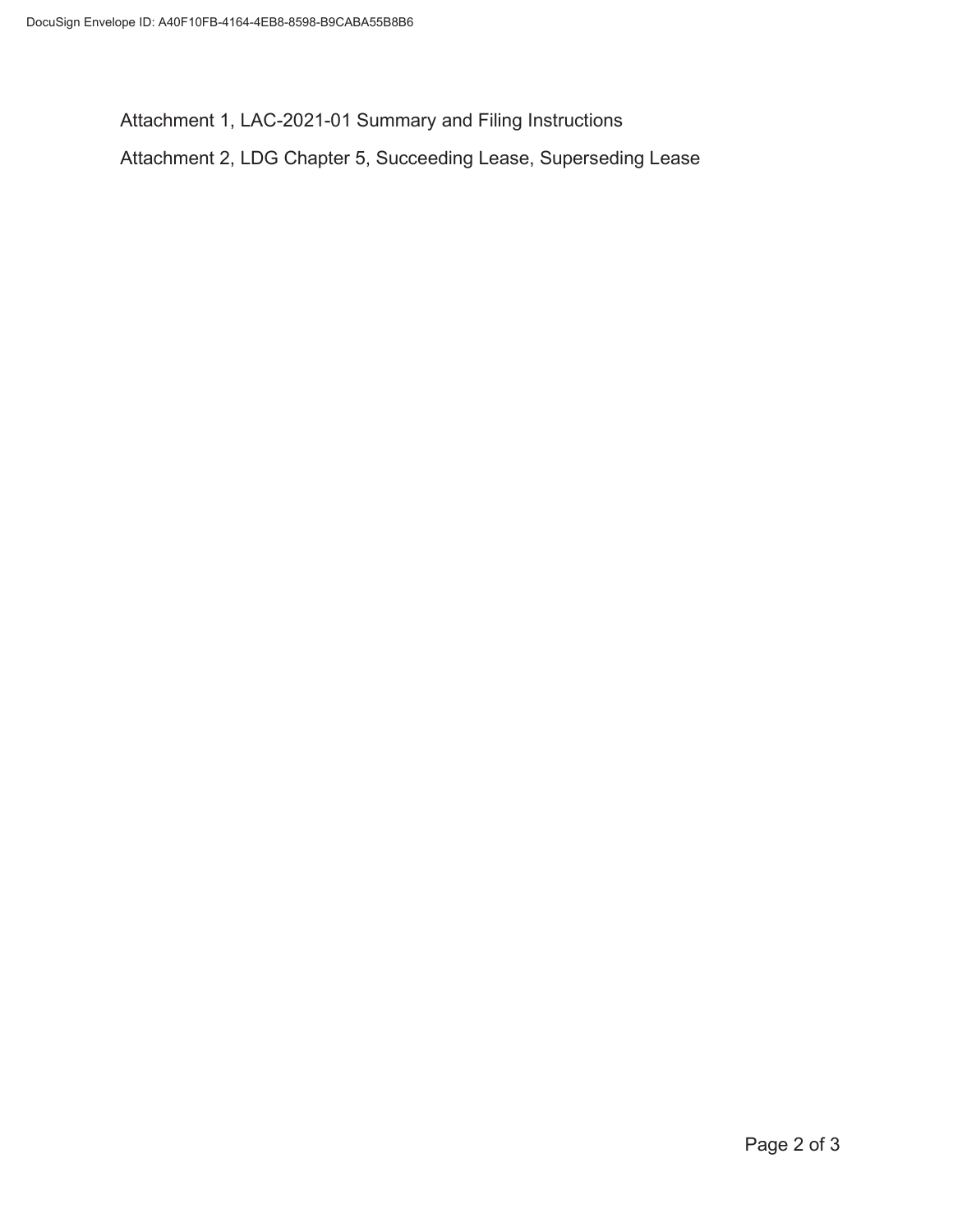Attachment 1, LAC-2021-01 Summary and Filing Instructions

Attachment 2, LDG Chapter 5, Succeeding Lease, Superseding Lease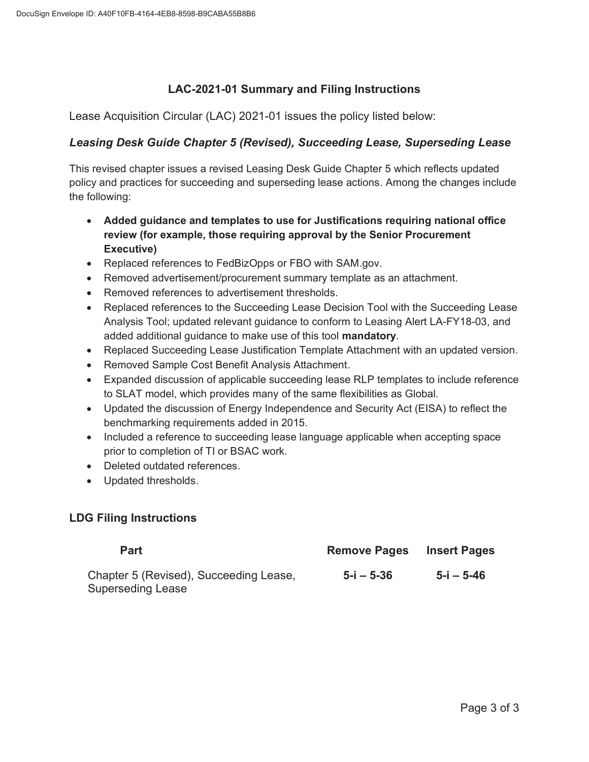DocuSign Envelope ID: A40F10FB-4164-4EB8-8598-B9CABA55B8B6

## LAC-2021-01 Summary and Filing Instructions

Lease Acquisition Circular (LAC) 2021-01 issues the policy listed below:

### *Leasing Desk Guide Chapter 5 (Revised), Succeeding Lease, Superseding Lease*

This revised chapter issues a revised Leasing Desk Guide Chapter 5 which reflects updated policy and practices for succeeding and superseding lease actions. Among the changes include the following:

- **Added guidance and templates to use for Justifications requiring national office review (for example, those requiring approval by the Senior Procurement Executive)**
- Replaced references to FedBizOpps or FBO with SAM.gov.
- Removed advertisement/procurement summary template as an attachment.
- Removed references to advertisement thresholds.
- Replaced references to the Succeeding Lease Decision Tool with the Succeeding Lease Analysis Tool; updated relevant guidance to conform to Leasing Alert LA-FY18-03, and added additional guidance to make use of this tool **mandatory**.
- Replaced Succeeding Lease Justification Template Attachment with an updated version.
- Removed Sample Cost Benefit Analysis Attachment.
- Expanded discussion of applicable succeeding lease RLP templates to include reference to SLAT model, which provides many of the same flexibilities as Global.
- Updated the discussion of Energy Independence and Security Act (EISA) to reflect the benchmarking requirements added in 2015.
- Included a reference to succeeding lease language applicable when accepting space prior to completion of TI or BSAC work.
- Deleted outdated references.
- Updated thresholds.

### LDG Filing Instructions

| Part | Remove Pages | Insert Pages |
|---|---|---|
| Chapter 5 (Revised), Succeeding Lease, Superseding Lease | **5-i – 5-36** | **5-i – 5-46** |